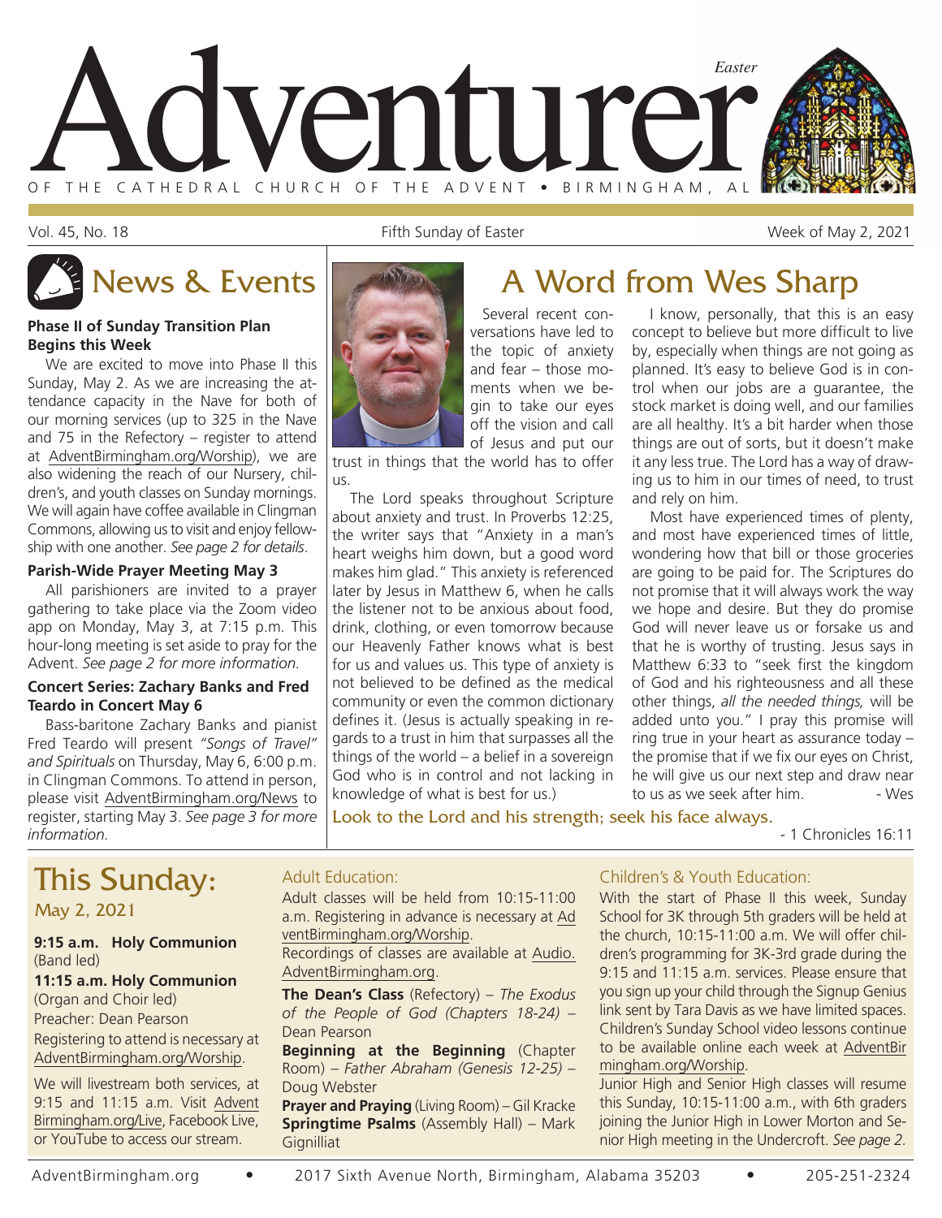# Adventurer

Easter

OF THE CATHEDRAL CHURCH OF THE ADVENT • BIRMINGHAM, AL

Vol. 45, No. 18 — Fifth Sunday of Easter — Week of May 2, 2021

## News & Events

### Phase II of Sunday Transition Plan Begins this Week

We are excited to move into Phase II this Sunday, May 2. As we are increasing the attendance capacity in the Nave for both of our morning services (up to 325 in the Nave and 75 in the Refectory – register to attend at AdventBirmingham.org/Worship), we are also widening the reach of our Nursery, children's, and youth classes on Sunday mornings. We will again have coffee available in Clingman Commons, allowing us to visit and enjoy fellowship with one another. *See page 2 for details.*

### Parish-Wide Prayer Meeting May 3

All parishioners are invited to a prayer gathering to take place via the Zoom video app on Monday, May 3, at 7:15 p.m. This hour-long meeting is set aside to pray for the Advent. *See page 2 for more information.*

### Concert Series: Zachary Banks and Fred Teardo in Concert May 6

Bass-baritone Zachary Banks and pianist Fred Teardo will present *"Songs of Travel" and Spirituals* on Thursday, May 6, 6:00 p.m. in Clingman Commons. To attend in person, please visit AdventBirmingham.org/News to register, starting May 3. *See page 3 for more information.*

## A Word from Wes Sharp

Several recent conversations have led to the topic of anxiety and fear – those moments when we begin to take our eyes off the vision and call of Jesus and put our trust in things that the world has to offer us.

The Lord speaks throughout Scripture about anxiety and trust. In Proverbs 12:25, the writer says that "Anxiety in a man's heart weighs him down, but a good word makes him glad." This anxiety is referenced later by Jesus in Matthew 6, when he calls the listener not to be anxious about food, drink, clothing, or even tomorrow because our Heavenly Father knows what is best for us and values us. This type of anxiety is not believed to be defined as the medical community or even the common dictionary defines it. (Jesus is actually speaking in regards to a trust in him that surpasses all the things of the world – a belief in a sovereign God who is in control and not lacking in knowledge of what is best for us.)

I know, personally, that this is an easy concept to believe but more difficult to live by, especially when things are not going as planned. It's easy to believe God is in control when our jobs are a guarantee, the stock market is doing well, and our families are all healthy. It's a bit harder when those things are out of sorts, but it doesn't make it any less true. The Lord has a way of drawing us to him in our times of need, to trust and rely on him.

Most have experienced times of plenty, and most have experienced times of little, wondering how that bill or those groceries are going to be paid for. The Scriptures do not promise that it will always work the way we hope and desire. But they do promise God will never leave us or forsake us and that he is worthy of trusting. Jesus says in Matthew 6:33 to "seek first the kingdom of God and his righteousness and all these other things, *all the needed things,* will be added unto you." I pray this promise will ring true in your heart as assurance today – the promise that if we fix our eyes on Christ, he will give us our next step and draw near to us as we seek after him. - Wes

Look to the Lord and his strength; seek his face always.

- 1 Chronicles 16:11

## This Sunday:

May 2, 2021

**9:15 a.m. Holy Communion**
(Band led)

**11:15 a.m. Holy Communion**
(Organ and Choir led)
Preacher: Dean Pearson
Registering to attend is necessary at AdventBirmingham.org/Worship.

We will livestream both services, at 9:15 and 11:15 a.m. Visit AdventBirmingham.org/Live, Facebook Live, or YouTube to access our stream.

### Adult Education:

Adult classes will be held from 10:15-11:00 a.m. Registering in advance is necessary at AdventBirmingham.org/Worship.
Recordings of classes are available at Audio.AdventBirmingham.org.

**The Dean's Class** (Refectory) – *The Exodus of the People of God (Chapters 18-24)* – Dean Pearson
**Beginning at the Beginning** (Chapter Room) – *Father Abraham (Genesis 12-25)* – Doug Webster
**Prayer and Praying** (Living Room) – Gil Kracke
**Springtime Psalms** (Assembly Hall) – Mark Gignilliat

### Children's & Youth Education:

With the start of Phase II this week, Sunday School for 3K through 5th graders will be held at the church, 10:15-11:00 a.m. We will offer children's programming for 3K-3rd grade during the 9:15 and 11:15 a.m. services. Please ensure that you sign up your child through the Signup Genius link sent by Tara Davis as we have limited spaces. Children's Sunday School video lessons continue to be available online each week at AdventBirmingham.org/Worship.
Junior High and Senior High classes will resume this Sunday, 10:15-11:00 a.m., with 6th graders joining the Junior High in Lower Morton and Senior High meeting in the Undercroft. *See page 2.*

AdventBirmingham.org • 2017 Sixth Avenue North, Birmingham, Alabama 35203 • 205-251-2324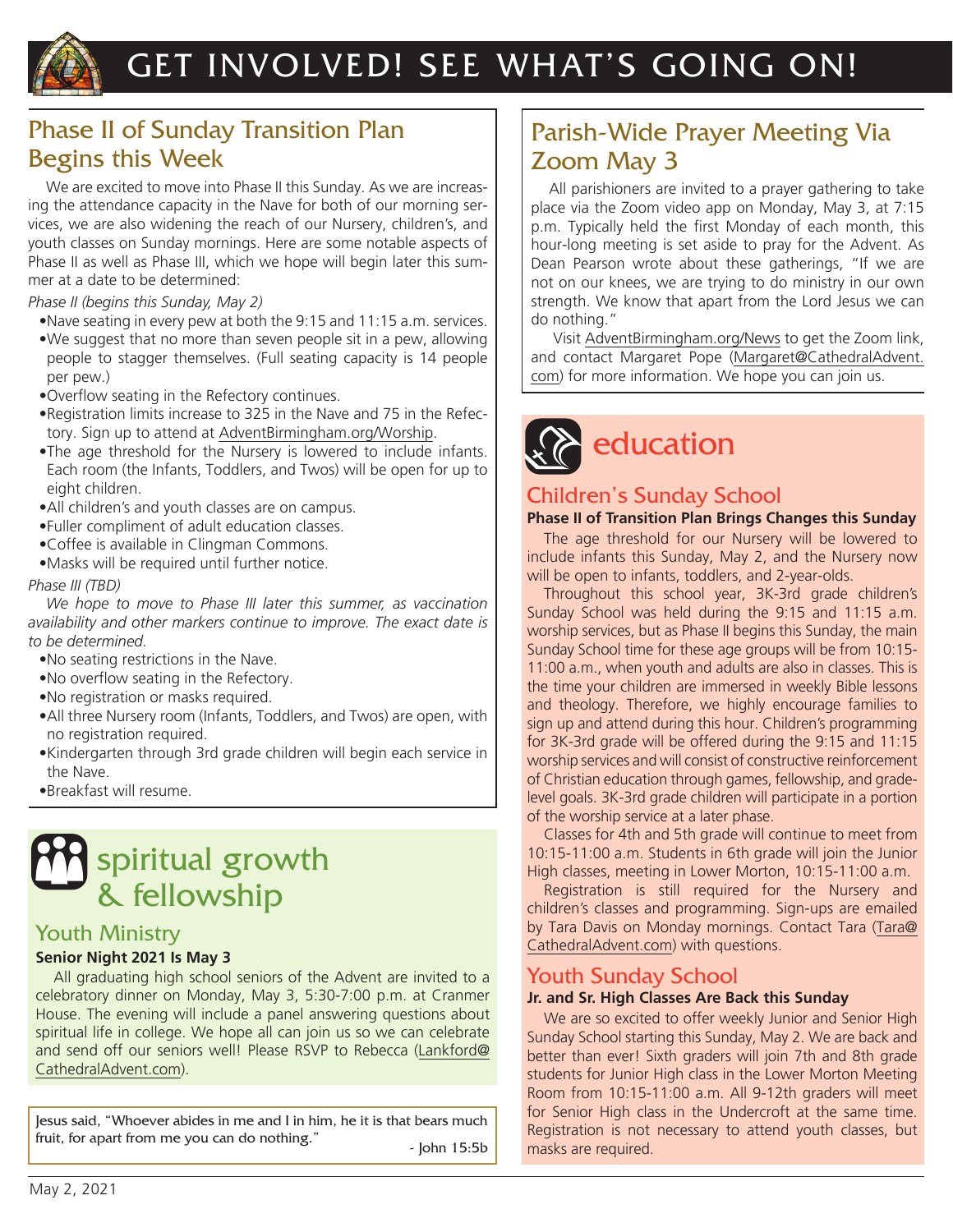# GET INVOLVED! SEE WHAT'S GOING ON!

## Phase II of Sunday Transition Plan Begins this Week

We are excited to move into Phase II this Sunday. As we are increasing the attendance capacity in the Nave for both of our morning services, we are also widening the reach of our Nursery, children's, and youth classes on Sunday mornings. Here are some notable aspects of Phase II as well as Phase III, which we hope will begin later this summer at a date to be determined:

*Phase II (begins this Sunday, May 2)*

- Nave seating in every pew at both the 9:15 and 11:15 a.m. services.
- We suggest that no more than seven people sit in a pew, allowing people to stagger themselves. (Full seating capacity is 14 people per pew.)
- Overflow seating in the Refectory continues.
- Registration limits increase to 325 in the Nave and 75 in the Refectory. Sign up to attend at AdventBirmingham.org/Worship.
- The age threshold for the Nursery is lowered to include infants. Each room (the Infants, Toddlers, and Twos) will be open for up to eight children.
- All children's and youth classes are on campus.
- Fuller compliment of adult education classes.
- Coffee is available in Clingman Commons.
- Masks will be required until further notice.

*Phase III (TBD)*

*We hope to move to Phase III later this summer, as vaccination availability and other markers continue to improve. The exact date is to be determined.*

- No seating restrictions in the Nave.
- No overflow seating in the Refectory.
- No registration or masks required.
- All three Nursery room (Infants, Toddlers, and Twos) are open, with no registration required.
- Kindergarten through 3rd grade children will begin each service in the Nave.
- Breakfast will resume.

# spiritual growth & fellowship

## Youth Ministry

**Senior Night 2021 Is May 3**

All graduating high school seniors of the Advent are invited to a celebratory dinner on Monday, May 3, 5:30-7:00 p.m. at Cranmer House. The evening will include a panel answering questions about spiritual life in college. We hope all can join us so we can celebrate and send off our seniors well! Please RSVP to Rebecca (Lankford@CathedralAdvent.com).

Jesus said, "Whoever abides in me and I in him, he it is that bears much fruit, for apart from me you can do nothing."

- John 15:5b

## Parish-Wide Prayer Meeting Via Zoom May 3

All parishioners are invited to a prayer gathering to take place via the Zoom video app on Monday, May 3, at 7:15 p.m. Typically held the first Monday of each month, this hour-long meeting is set aside to pray for the Advent. As Dean Pearson wrote about these gatherings, "If we are not on our knees, we are trying to do ministry in our own strength. We know that apart from the Lord Jesus we can do nothing."

Visit AdventBirmingham.org/News to get the Zoom link, and contact Margaret Pope (Margaret@CathedralAdvent.com) for more information. We hope you can join us.

# education

## Children's Sunday School

**Phase II of Transition Plan Brings Changes this Sunday**

The age threshold for our Nursery will be lowered to include infants this Sunday, May 2, and the Nursery now will be open to infants, toddlers, and 2-year-olds.

Throughout this school year, 3K-3rd grade children's Sunday School was held during the 9:15 and 11:15 a.m. worship services, but as Phase II begins this Sunday, the main Sunday School time for these age groups will be from 10:15-11:00 a.m., when youth and adults are also in classes. This is the time your children are immersed in weekly Bible lessons and theology. Therefore, we highly encourage families to sign up and attend during this hour. Children's programming for 3K-3rd grade will be offered during the 9:15 and 11:15 worship services and will consist of constructive reinforcement of Christian education through games, fellowship, and grade-level goals. 3K-3rd grade children will participate in a portion of the worship service at a later phase.

Classes for 4th and 5th grade will continue to meet from 10:15-11:00 a.m. Students in 6th grade will join the Junior High classes, meeting in Lower Morton, 10:15-11:00 a.m.

Registration is still required for the Nursery and children's classes and programming. Sign-ups are emailed by Tara Davis on Monday mornings. Contact Tara (Tara@CathedralAdvent.com) with questions.

## Youth Sunday School

**Jr. and Sr. High Classes Are Back this Sunday**

We are so excited to offer weekly Junior and Senior High Sunday School starting this Sunday, May 2. We are back and better than ever! Sixth graders will join 7th and 8th grade students for Junior High class in the Lower Morton Meeting Room from 10:15-11:00 a.m. All 9-12th graders will meet for Senior High class in the Undercroft at the same time. Registration is not necessary to attend youth classes, but masks are required.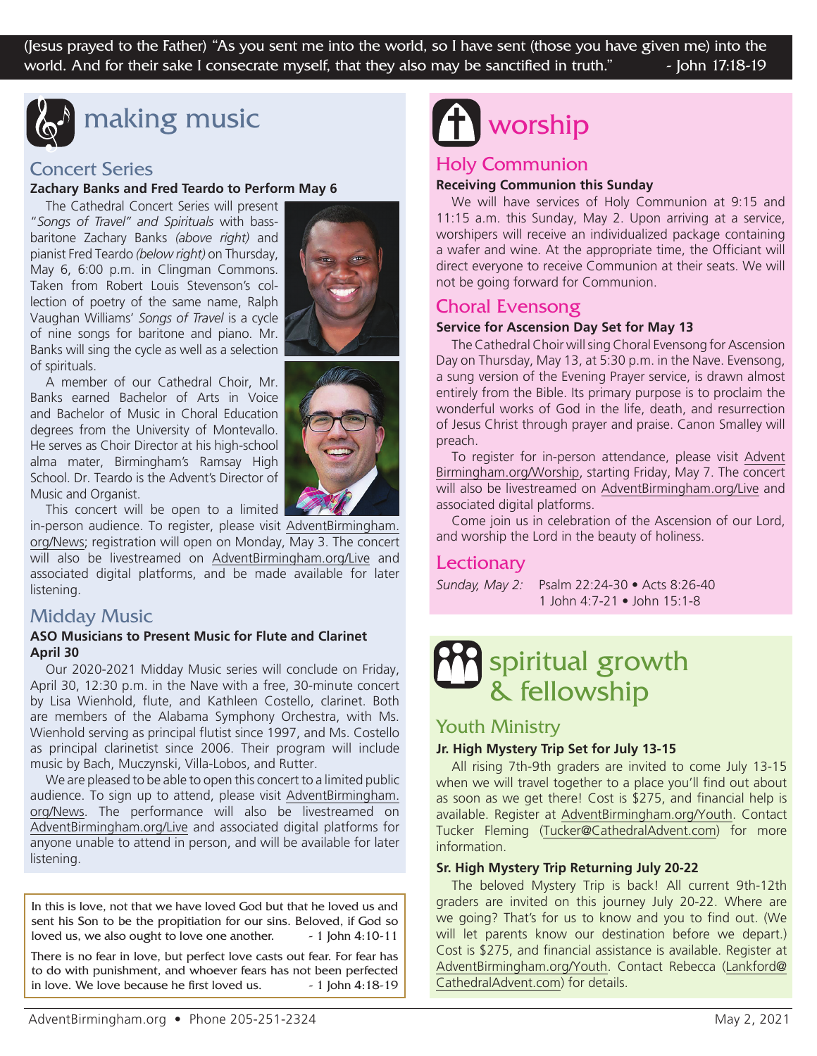(Jesus prayed to the Father) "As you sent me into the world, so I have sent (those you have given me) into the world. And for their sake I consecrate myself, that they also may be sanctified in truth." - John 17:18-19

# making music

## Concert Series

**Zachary Banks and Fred Teardo to Perform May 6**

The Cathedral Concert Series will present "*Songs of Travel" and Spirituals* with bass-baritone Zachary Banks *(above right)* and pianist Fred Teardo *(below right)* on Thursday, May 6, 6:00 p.m. in Clingman Commons. Taken from Robert Louis Stevenson's collection of poetry of the same name, Ralph Vaughan Williams' *Songs of Travel* is a cycle of nine songs for baritone and piano. Mr. Banks will sing the cycle as well as a selection of spirituals.

A member of our Cathedral Choir, Mr. Banks earned Bachelor of Arts in Voice and Bachelor of Music in Choral Education degrees from the University of Montevallo. He serves as Choir Director at his high-school alma mater, Birmingham's Ramsay High School. Dr. Teardo is the Advent's Director of Music and Organist.

This concert will be open to a limited in-person audience. To register, please visit AdventBirmingham.org/News; registration will open on Monday, May 3. The concert will also be livestreamed on AdventBirmingham.org/Live and associated digital platforms, and be made available for later listening.

## Midday Music

**ASO Musicians to Present Music for Flute and Clarinet April 30**

Our 2020-2021 Midday Music series will conclude on Friday, April 30, 12:30 p.m. in the Nave with a free, 30-minute concert by Lisa Wienhold, flute, and Kathleen Costello, clarinet. Both are members of the Alabama Symphony Orchestra, with Ms. Wienhold serving as principal flutist since 1997, and Ms. Costello as principal clarinetist since 2006. Their program will include music by Bach, Muczynski, Villa-Lobos, and Rutter.

We are pleased to be able to open this concert to a limited public audience. To sign up to attend, please visit AdventBirmingham.org/News. The performance will also be livestreamed on AdventBirmingham.org/Live and associated digital platforms for anyone unable to attend in person, and will be available for later listening.

In this is love, not that we have loved God but that he loved us and sent his Son to be the propitiation for our sins. Beloved, if God so loved us, we also ought to love one another. - 1 John 4:10-11

There is no fear in love, but perfect love casts out fear. For fear has to do with punishment, and whoever fears has not been perfected in love. We love because he first loved us. - 1 John 4:18-19

# worship

## Holy Communion

**Receiving Communion this Sunday**

We will have services of Holy Communion at 9:15 and 11:15 a.m. this Sunday, May 2. Upon arriving at a service, worshipers will receive an individualized package containing a wafer and wine. At the appropriate time, the Officiant will direct everyone to receive Communion at their seats. We will not be going forward for Communion.

## Choral Evensong

**Service for Ascension Day Set for May 13**

The Cathedral Choir will sing Choral Evensong for Ascension Day on Thursday, May 13, at 5:30 p.m. in the Nave. Evensong, a sung version of the Evening Prayer service, is drawn almost entirely from the Bible. Its primary purpose is to proclaim the wonderful works of God in the life, death, and resurrection of Jesus Christ through prayer and praise. Canon Smalley will preach.

To register for in-person attendance, please visit AdventBirmingham.org/Worship, starting Friday, May 7. The concert will also be livestreamed on AdventBirmingham.org/Live and associated digital platforms.

Come join us in celebration of the Ascension of our Lord, and worship the Lord in the beauty of holiness.

## Lectionary

*Sunday, May 2:* Psalm 22:24-30 • Acts 8:26-40
1 John 4:7-21 • John 15:1-8

# spiritual growth & fellowship

## Youth Ministry

**Jr. High Mystery Trip Set for July 13-15**

All rising 7th-9th graders are invited to come July 13-15 when we will travel together to a place you'll find out about as soon as we get there! Cost is $275, and financial help is available. Register at AdventBirmingham.org/Youth. Contact Tucker Fleming (Tucker@CathedralAdvent.com) for more information.

**Sr. High Mystery Trip Returning July 20-22**

The beloved Mystery Trip is back! All current 9th-12th graders are invited on this journey July 20-22. Where are we going? That's for us to know and you to find out. (We will let parents know our destination before we depart.) Cost is $275, and financial assistance is available. Register at AdventBirmingham.org/Youth. Contact Rebecca (Lankford@CathedralAdvent.com) for details.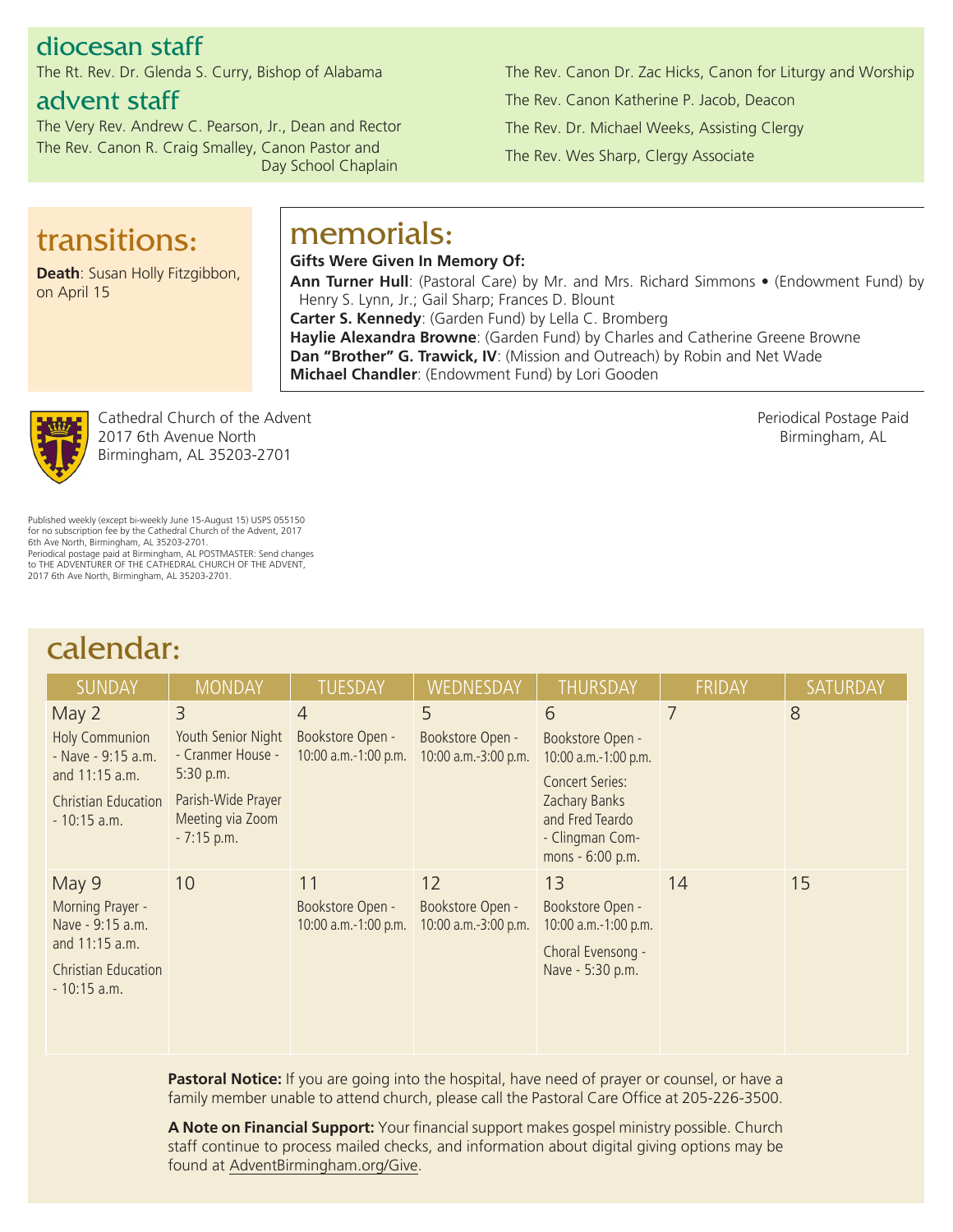## diocesan staff

The Rt. Rev. Dr. Glenda S. Curry, Bishop of Alabama

## advent staff

The Very Rev. Andrew C. Pearson, Jr., Dean and Rector
The Rev. Canon R. Craig Smalley, Canon Pastor and Day School Chaplain
The Rev. Canon Dr. Zac Hicks, Canon for Liturgy and Worship
The Rev. Canon Katherine P. Jacob, Deacon
The Rev. Dr. Michael Weeks, Assisting Clergy
The Rev. Wes Sharp, Clergy Associate

## transitions:

**Death**: Susan Holly Fitzgibbon, on April 15

## memorials:

**Gifts Were Given In Memory Of:**

**Ann Turner Hull**: (Pastoral Care) by Mr. and Mrs. Richard Simmons • (Endowment Fund) by Henry S. Lynn, Jr.; Gail Sharp; Frances D. Blount
**Carter S. Kennedy**: (Garden Fund) by Lella C. Bromberg
**Haylie Alexandra Browne**: (Garden Fund) by Charles and Catherine Greene Browne
**Dan "Brother" G. Trawick, IV**: (Mission and Outreach) by Robin and Net Wade
**Michael Chandler**: (Endowment Fund) by Lori Gooden

Cathedral Church of the Advent
2017 6th Avenue North
Birmingham, AL 35203-2701

Periodical Postage Paid
Birmingham, AL

Published weekly (except bi-weekly June 15-August 15) USPS 055150 for no subscription fee by the Cathedral Church of the Advent, 2017 6th Ave North, Birmingham, AL 35203-2701.
Periodical postage paid at Birmingham, AL POSTMASTER: Send changes to THE ADVENTURER OF THE CATHEDRAL CHURCH OF THE ADVENT, 2017 6th Ave North, Birmingham, AL 35203-2701.

## calendar:

| SUNDAY | MONDAY | TUESDAY | WEDNESDAY | THURSDAY | FRIDAY | SATURDAY |
|---|---|---|---|---|---|---|
| May 2<br>Holy Communion - Nave - 9:15 a.m. and 11:15 a.m.<br>Christian Education - 10:15 a.m. | 3<br>Youth Senior Night - Cranmer House - 5:30 p.m.<br>Parish-Wide Prayer Meeting via Zoom - 7:15 p.m. | 4<br>Bookstore Open - 10:00 a.m.-1:00 p.m. | 5<br>Bookstore Open - 10:00 a.m.-3:00 p.m. | 6<br>Bookstore Open - 10:00 a.m.-1:00 p.m.<br>Concert Series: Zachary Banks and Fred Teardo - Clingman Commons - 6:00 p.m. | 7 | 8 |
| May 9<br>Morning Prayer - Nave - 9:15 a.m. and 11:15 a.m.<br>Christian Education - 10:15 a.m. | 10 | 11<br>Bookstore Open - 10:00 a.m.-1:00 p.m. | 12<br>Bookstore Open - 10:00 a.m.-3:00 p.m. | 13<br>Bookstore Open - 10:00 a.m.-1:00 p.m.<br>Choral Evensong - Nave - 5:30 p.m. | 14 | 15 |

**Pastoral Notice:** If you are going into the hospital, have need of prayer or counsel, or have a family member unable to attend church, please call the Pastoral Care Office at 205-226-3500.

**A Note on Financial Support:** Your financial support makes gospel ministry possible. Church staff continue to process mailed checks, and information about digital giving options may be found at AdventBirmingham.org/Give.